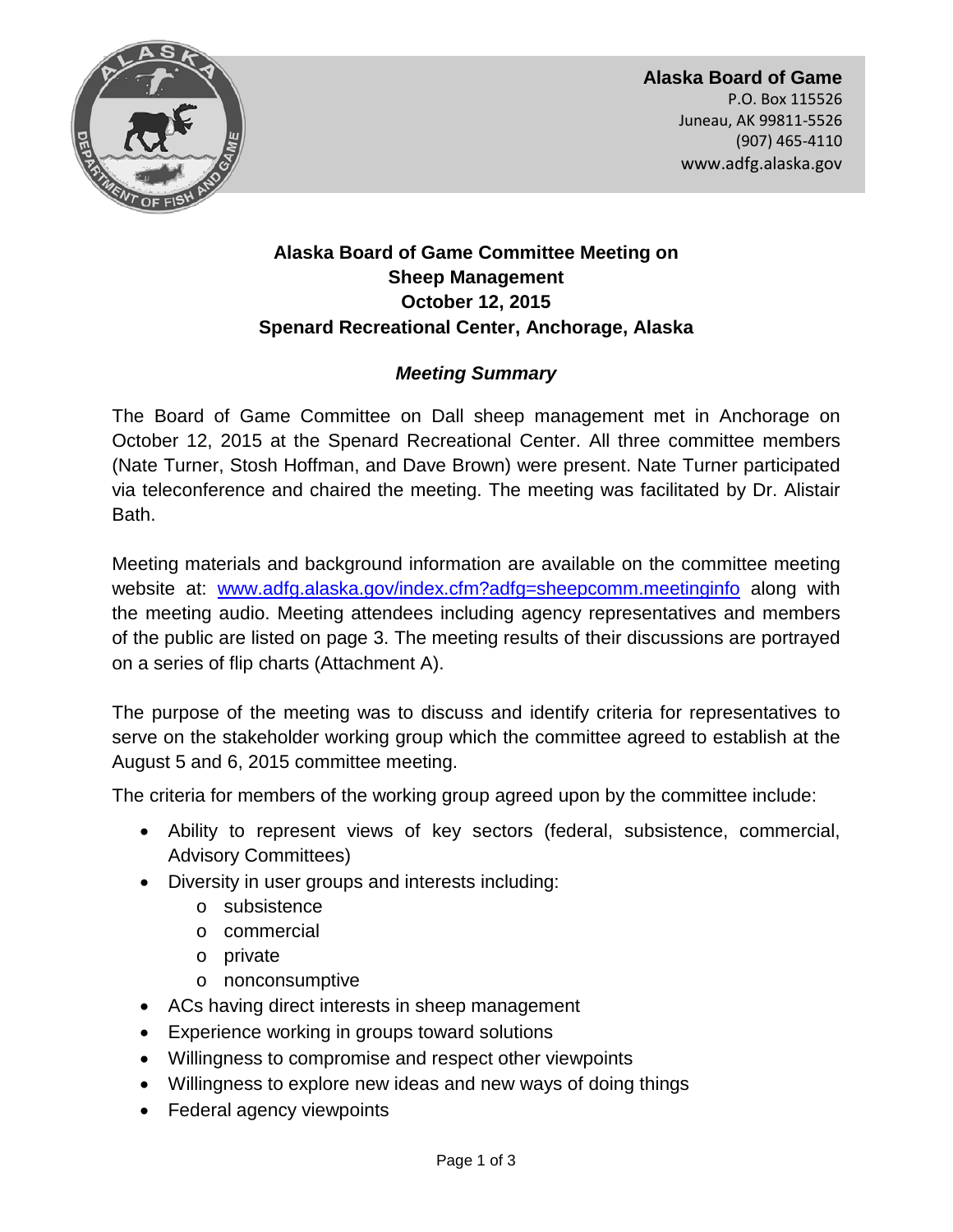**Alaska Board of Game**
P.O. Box 115526
Juneau, AK 99811-5526
(907) 465-4110
www.adfg.alaska.gov

# Alaska Board of Game Committee Meeting on Sheep Management
## October 12, 2015
## Spenard Recreational Center, Anchorage, Alaska

### *Meeting Summary*

The Board of Game Committee on Dall sheep management met in Anchorage on October 12, 2015 at the Spenard Recreational Center. All three committee members (Nate Turner, Stosh Hoffman, and Dave Brown) were present. Nate Turner participated via teleconference and chaired the meeting. The meeting was facilitated by Dr. Alistair Bath.

Meeting materials and background information are available on the committee meeting website at: [www.adfg.alaska.gov/index.cfm?adfg=sheepcomm.meetinginfo](www.adfg.alaska.gov/index.cfm?adfg=sheepcomm.meetinginfo) along with the meeting audio. Meeting attendees including agency representatives and members of the public are listed on page 3. The meeting results of their discussions are portrayed on a series of flip charts (Attachment A).

The purpose of the meeting was to discuss and identify criteria for representatives to serve on the stakeholder working group which the committee agreed to establish at the August 5 and 6, 2015 committee meeting.

The criteria for members of the working group agreed upon by the committee include:

- Ability to represent views of key sectors (federal, subsistence, commercial, Advisory Committees)
- Diversity in user groups and interests including:
    - subsistence
    - commercial
    - private
    - nonconsumptive
- ACs having direct interests in sheep management
- Experience working in groups toward solutions
- Willingness to compromise and respect other viewpoints
- Willingness to explore new ideas and new ways of doing things
- Federal agency viewpoints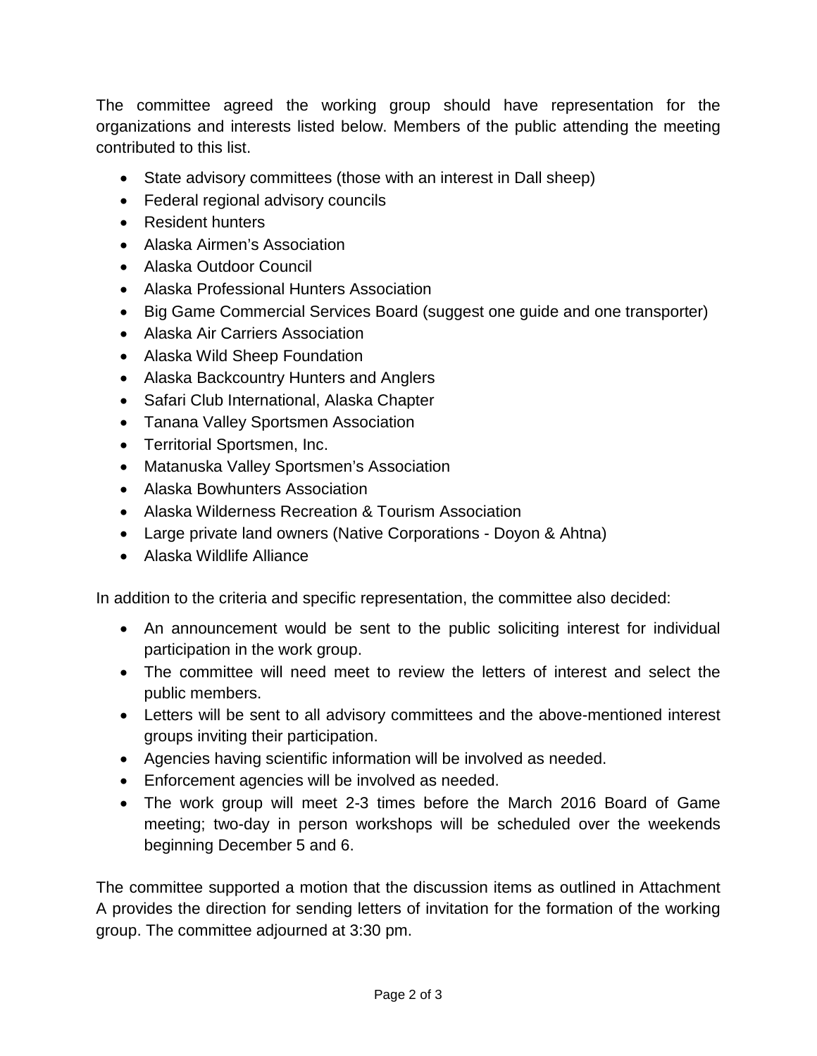The committee agreed the working group should have representation for the organizations and interests listed below. Members of the public attending the meeting contributed to this list.

- State advisory committees (those with an interest in Dall sheep)
- Federal regional advisory councils
- Resident hunters
- Alaska Airmen's Association
- Alaska Outdoor Council
- Alaska Professional Hunters Association
- Big Game Commercial Services Board (suggest one guide and one transporter)
- Alaska Air Carriers Association
- Alaska Wild Sheep Foundation
- Alaska Backcountry Hunters and Anglers
- Safari Club International, Alaska Chapter
- Tanana Valley Sportsmen Association
- Territorial Sportsmen, Inc.
- Matanuska Valley Sportsmen's Association
- Alaska Bowhunters Association
- Alaska Wilderness Recreation & Tourism Association
- Large private land owners (Native Corporations - Doyon & Ahtna)
- Alaska Wildlife Alliance

In addition to the criteria and specific representation, the committee also decided:

- An announcement would be sent to the public soliciting interest for individual participation in the work group.
- The committee will need meet to review the letters of interest and select the public members.
- Letters will be sent to all advisory committees and the above-mentioned interest groups inviting their participation.
- Agencies having scientific information will be involved as needed.
- Enforcement agencies will be involved as needed.
- The work group will meet 2-3 times before the March 2016 Board of Game meeting; two-day in person workshops will be scheduled over the weekends beginning December 5 and 6.

The committee supported a motion that the discussion items as outlined in Attachment A provides the direction for sending letters of invitation for the formation of the working group. The committee adjourned at 3:30 pm.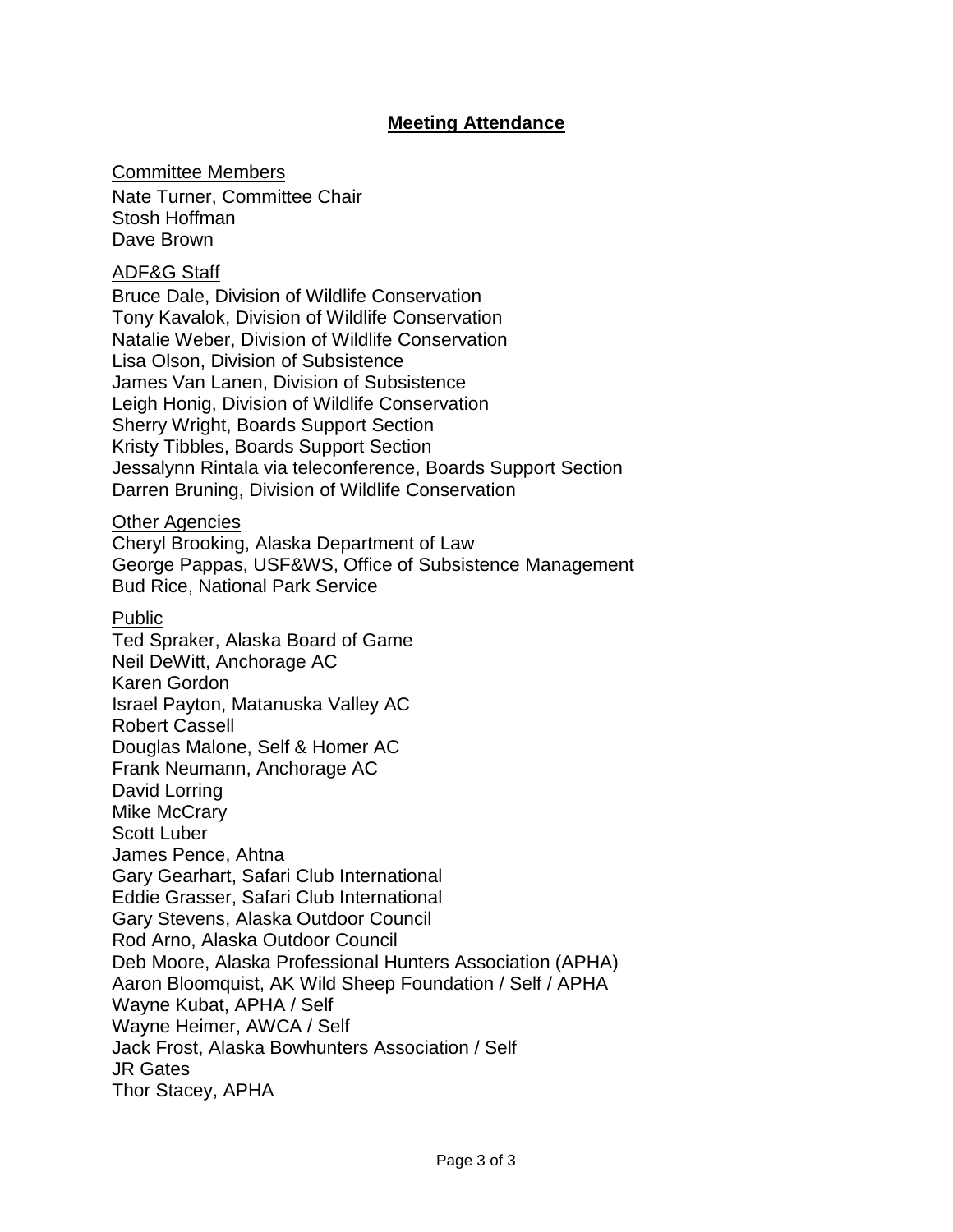## Meeting Attendance

Committee Members

Nate Turner, Committee Chair
Stosh Hoffman
Dave Brown

ADF&G Staff

Bruce Dale, Division of Wildlife Conservation
Tony Kavalok, Division of Wildlife Conservation
Natalie Weber, Division of Wildlife Conservation
Lisa Olson, Division of Subsistence
James Van Lanen, Division of Subsistence
Leigh Honig, Division of Wildlife Conservation
Sherry Wright, Boards Support Section
Kristy Tibbles, Boards Support Section
Jessalynn Rintala via teleconference, Boards Support Section
Darren Bruning, Division of Wildlife Conservation

Other Agencies

Cheryl Brooking, Alaska Department of Law
George Pappas, USF&WS, Office of Subsistence Management
Bud Rice, National Park Service

Public

Ted Spraker, Alaska Board of Game
Neil DeWitt, Anchorage AC
Karen Gordon
Israel Payton, Matanuska Valley AC
Robert Cassell
Douglas Malone, Self & Homer AC
Frank Neumann, Anchorage AC
David Lorring
Mike McCrary
Scott Luber
James Pence, Ahtna
Gary Gearhart, Safari Club International
Eddie Grasser, Safari Club International
Gary Stevens, Alaska Outdoor Council
Rod Arno, Alaska Outdoor Council
Deb Moore, Alaska Professional Hunters Association (APHA)
Aaron Bloomquist, AK Wild Sheep Foundation / Self / APHA
Wayne Kubat, APHA / Self
Wayne Heimer, AWCA / Self
Jack Frost, Alaska Bowhunters Association / Self
JR Gates
Thor Stacey, APHA